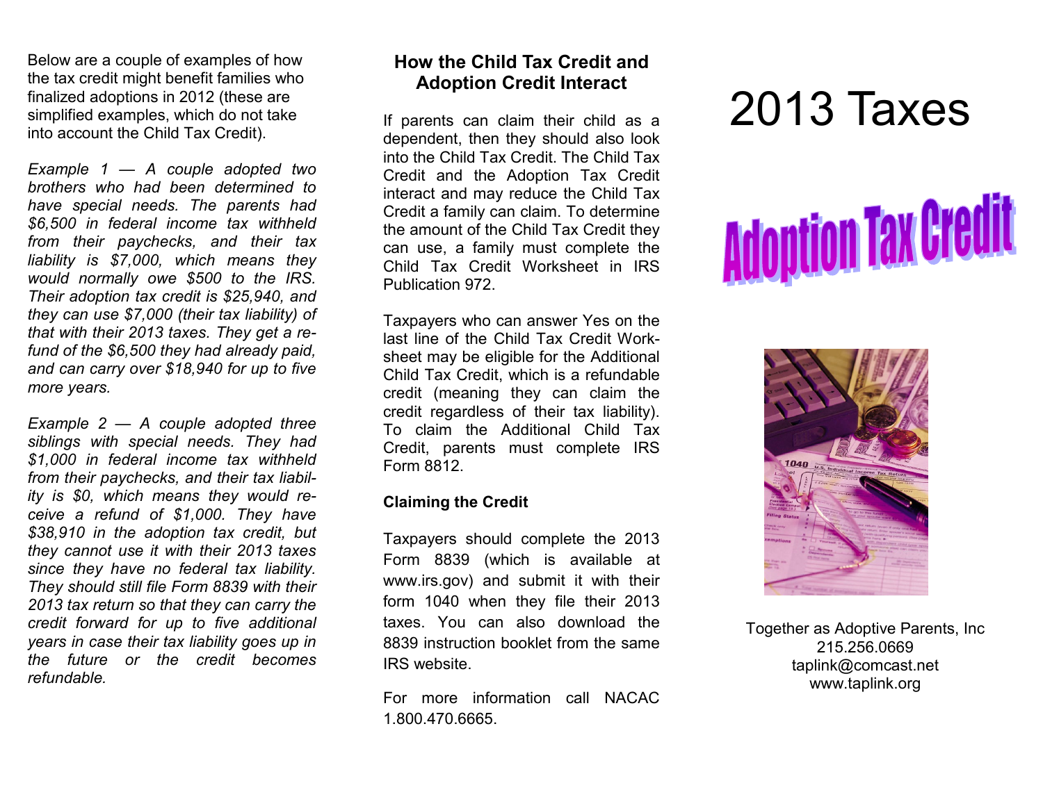Below are a couple of examples of how the tax credit might benefit families who finalized adoptions in 2012 (these are simplified examples, which do not take into account the Child Tax Credit).

*Example 1 — A couple adopted two brothers who had been determined to have special needs. The parents had $6,500 in federal income tax withheld from their paychecks, and their tax liability is $7,000, which means they would normally owe $500 to the IRS. Their adoption tax credit is $25,940, and they can use $7,000 (their tax liability) of that with their 2013 taxes. They get a refund of the $6,500 they had already paid, and can carry over $18,940 for up to five more years.*

*Example 2 — A couple adopted three siblings with special needs. They had $1,000 in federal income tax withheld from their paychecks, and their tax liability is $0, which means they would receive a refund of $1,000. They have $38,910 in the adoption tax credit, but they cannot use it with their 2013 taxes since they have no federal tax liability. They should still file Form 8839 with their 2013 tax return so that they can carry the credit forward for up to five additional years in case their tax liability goes up in the future or the credit becomes refundable.*

## How the Child Tax Credit and Adoption Credit Interact

If parents can claim their child as a dependent, then they should also look into the Child Tax Credit. The Child Tax Credit and the Adoption Tax Credit interact and may reduce the Child Tax Credit a family can claim. To determine the amount of the Child Tax Credit they can use, a family must complete the Child Tax Credit Worksheet in IRS Publication 972.

Taxpayers who can answer Yes on the last line of the Child Tax Credit Worksheet may be eligible for the Additional Child Tax Credit, which is a refundable credit (meaning they can claim the credit regardless of their tax liability). To claim the Additional Child Tax Credit, parents must complete IRS Form 8812.

### Claiming the Credit

Taxpayers should complete the 2013 Form 8839 (which is available at www.irs.gov) and submit it with their form 1040 when they file their 2013 taxes. You can also download the 8839 instruction booklet from the same IRS website.

For more information call NACAC 1.800.470.6665.

# 2013 Taxes

# Adoption Tax Credit

Together as Adoptive Parents, Inc
215.256.0669
taplink@comcast.net
www.taplink.org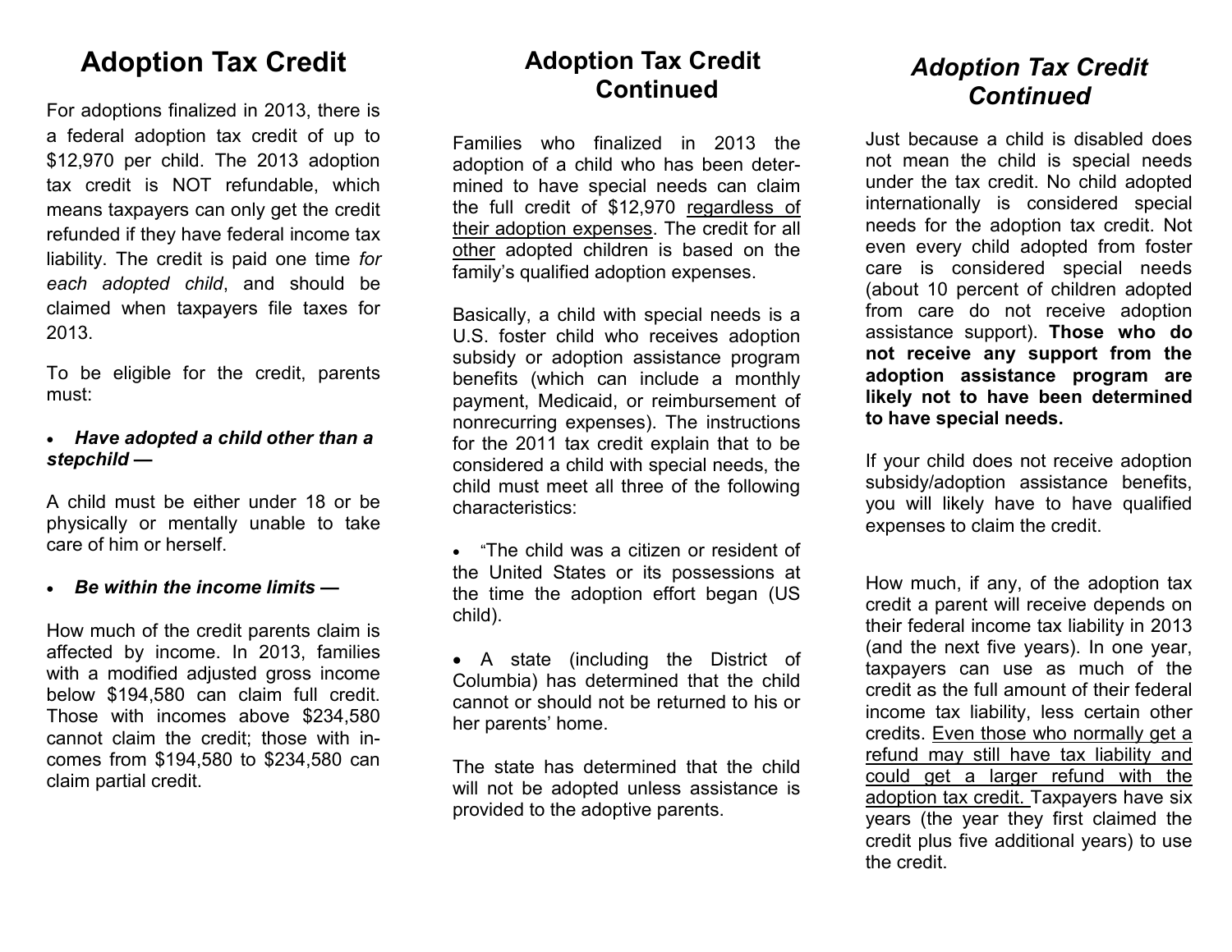# Adoption Tax Credit

For adoptions finalized in 2013, there is a federal adoption tax credit of up to $12,970 per child. The 2013 adoption tax credit is NOT refundable, which means taxpayers can only get the credit refunded if they have federal income tax liability. The credit is paid one time *for each adopted child*, and should be claimed when taxpayers file taxes for 2013.

To be eligible for the credit, parents must:

- ***Have adopted a child other than a stepchild —***

A child must be either under 18 or be physically or mentally unable to take care of him or herself.

- ***Be within the income limits —***

How much of the credit parents claim is affected by income. In 2013, families with a modified adjusted gross income below $194,580 can claim full credit. Those with incomes above $234,580 cannot claim the credit; those with incomes from $194,580 to $234,580 can claim partial credit.

## Adoption Tax Credit Continued

Families who finalized in 2013 the adoption of a child who has been determined to have special needs can claim the full credit of $12,970 regardless of their adoption expenses. The credit for all other adopted children is based on the family's qualified adoption expenses.

Basically, a child with special needs is a U.S. foster child who receives adoption subsidy or adoption assistance program benefits (which can include a monthly payment, Medicaid, or reimbursement of nonrecurring expenses). The instructions for the 2011 tax credit explain that to be considered a child with special needs, the child must meet all three of the following characteristics:

- "The child was a citizen or resident of the United States or its possessions at the time the adoption effort began (US child).
- A state (including the District of Columbia) has determined that the child cannot or should not be returned to his or her parents' home.

The state has determined that the child will not be adopted unless assistance is provided to the adoptive parents.

## *Adoption Tax Credit Continued*

Just because a child is disabled does not mean the child is special needs under the tax credit. No child adopted internationally is considered special needs for the adoption tax credit. Not even every child adopted from foster care is considered special needs (about 10 percent of children adopted from care do not receive adoption assistance support). **Those who do not receive any support from the adoption assistance program are likely not to have been determined to have special needs.**

If your child does not receive adoption subsidy/adoption assistance benefits, you will likely have to have qualified expenses to claim the credit.

How much, if any, of the adoption tax credit a parent will receive depends on their federal income tax liability in 2013 (and the next five years). In one year, taxpayers can use as much of the credit as the full amount of their federal income tax liability, less certain other credits. Even those who normally get a refund may still have tax liability and could get a larger refund with the adoption tax credit. Taxpayers have six years (the year they first claimed the credit plus five additional years) to use the credit.